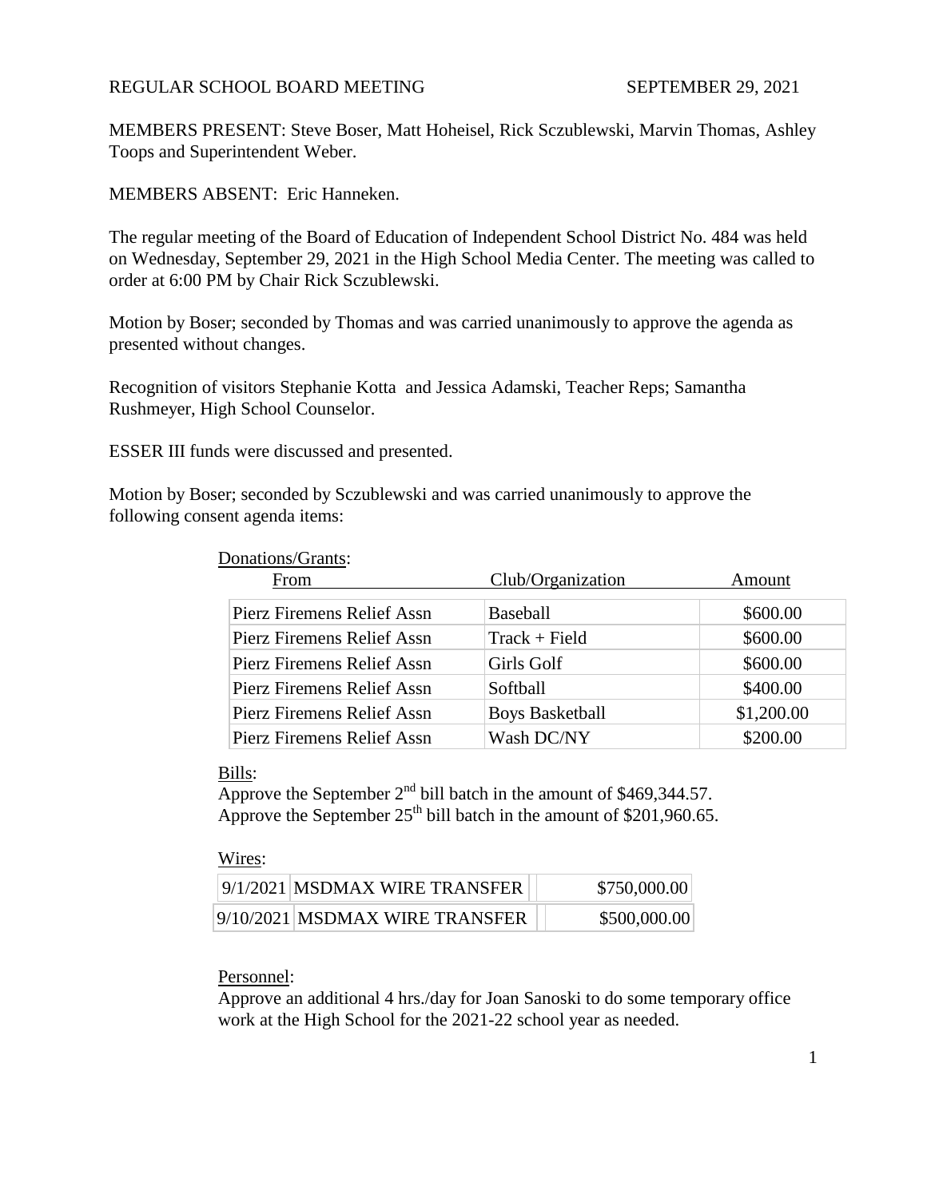REGULAR SCHOOL BOARD MEETING SEPTEMBER 29, 2021

MEMBERS PRESENT: Steve Boser, Matt Hoheisel, Rick Sczublewski, Marvin Thomas, Ashley Toops and Superintendent Weber.

MEMBERS ABSENT: Eric Hanneken.

The regular meeting of the Board of Education of Independent School District No. 484 was held on Wednesday, September 29, 2021 in the High School Media Center. The meeting was called to order at 6:00 PM by Chair Rick Sczublewski.

Motion by Boser; seconded by Thomas and was carried unanimously to approve the agenda as presented without changes.

Recognition of visitors Stephanie Kotta and Jessica Adamski, Teacher Reps; Samantha Rushmeyer, High School Counselor.

ESSER III funds were discussed and presented.

Motion by Boser; seconded by Sczublewski and was carried unanimously to approve the following consent agenda items:

Donations/Grants:

| From | Club/Organization | Amount |
|---|---|---|
| Pierz Firemens Relief Assn | Baseball | \$600.00 |
| Pierz Firemens Relief Assn | Track + Field | \$600.00 |
| Pierz Firemens Relief Assn | Girls Golf | \$600.00 |
| Pierz Firemens Relief Assn | Softball | \$400.00 |
| Pierz Firemens Relief Assn | Boys Basketball | \$1,200.00 |
| Pierz Firemens Relief Assn | Wash DC/NY | \$200.00 |

Bills:
Approve the September 2nd bill batch in the amount of \$469,344.57.
Approve the September 25th bill batch in the amount of \$201,960.65.

Wires:

| | | |
|---|---|---|
| 9/1/2021 | MSDMAX WIRE TRANSFER | \$750,000.00 |
| 9/10/2021 | MSDMAX WIRE TRANSFER | \$500,000.00 |

Personnel:
Approve an additional 4 hrs./day for Joan Sanoski to do some temporary office work at the High School for the 2021-22 school year as needed.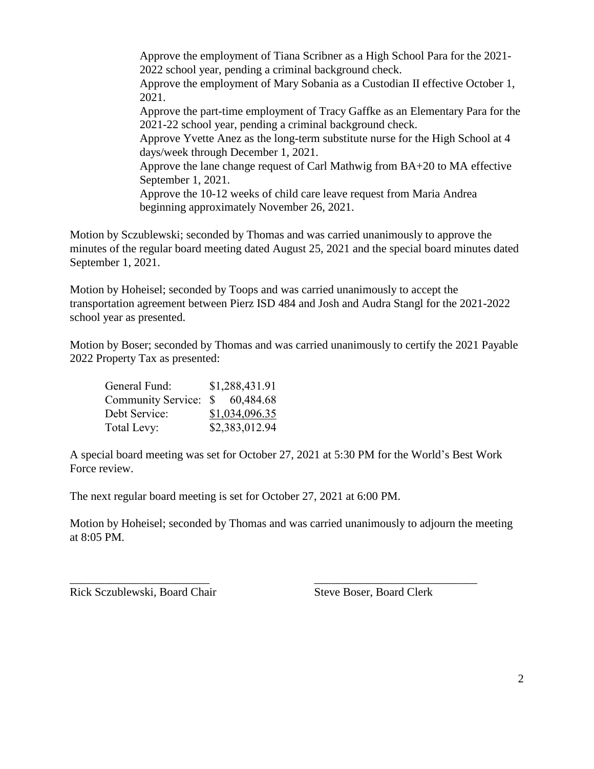Approve the employment of Tiana Scribner as a High School Para for the 2021-2022 school year, pending a criminal background check.
Approve the employment of Mary Sobania as a Custodian II effective October 1, 2021.
Approve the part-time employment of Tracy Gaffke as an Elementary Para for the 2021-22 school year, pending a criminal background check.
Approve Yvette Anez as the long-term substitute nurse for the High School at 4 days/week through December 1, 2021.
Approve the lane change request of Carl Mathwig from BA+20 to MA effective September 1, 2021.
Approve the 10-12 weeks of child care leave request from Maria Andrea beginning approximately November 26, 2021.

Motion by Sczublewski; seconded by Thomas and was carried unanimously to approve the minutes of the regular board meeting dated August 25, 2021 and the special board minutes dated September 1, 2021.

Motion by Hoheisel; seconded by Toops and was carried unanimously to accept the transportation agreement between Pierz ISD 484 and Josh and Audra Stangl for the 2021-2022 school year as presented.

Motion by Boser; seconded by Thomas and was carried unanimously to certify the 2021 Payable 2022 Property Tax as presented:

| | |
|---|---|
| General Fund: | $1,288,431.91 |
| Community Service: | $ 60,484.68 |
| Debt Service: | $1,034,096.35 |
| Total Levy: | $2,383,012.94 |

A special board meeting was set for October 27, 2021 at 5:30 PM for the World's Best Work Force review.

The next regular board meeting is set for October 27, 2021 at 6:00 PM.

Motion by Hoheisel; seconded by Thomas and was carried unanimously to adjourn the meeting at 8:05 PM.

\_\_\_\_\_\_\_\_\_\_\_\_\_\_\_\_\_\_\_\_\_\_\_\_\_ \_\_\_\_\_\_\_\_\_\_\_\_\_\_\_\_\_\_\_\_\_\_\_\_\_\_\_\_\_

Rick Sczublewski, Board Chair Steve Boser, Board Clerk